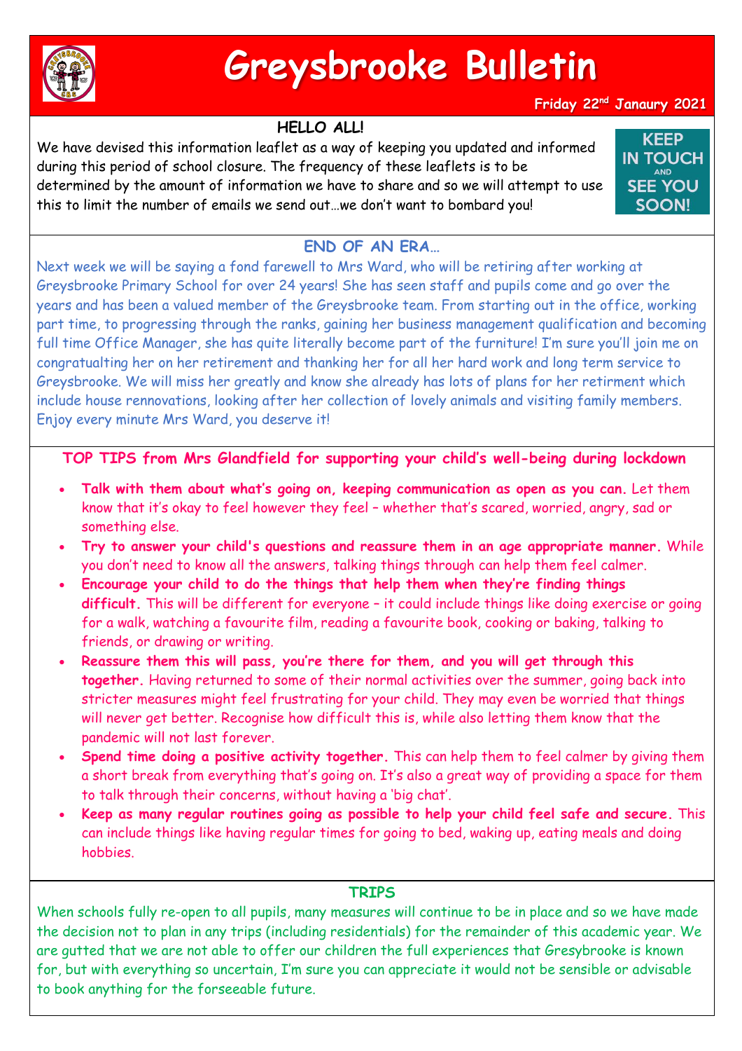# Greysbrooke Bulletin

**Friday 22nd Janaury 2021**

## HELLO ALL!

We have devised this information leaflet as a way of keeping you updated and informed during this period of school closure. The frequency of these leaflets is to be determined by the amount of information we have to share and so we will attempt to use this to limit the number of emails we send out…we don't want to bombard you!

KEEP IN TOUCH AND SEE YOU SOON!

## END OF AN ERA…

Next week we will be saying a fond farewell to Mrs Ward, who will be retiring after working at Greysbrooke Primary School for over 24 years! She has seen staff and pupils come and go over the years and has been a valued member of the Greysbrooke team. From starting out in the office, working part time, to progressing through the ranks, gaining her business management qualification and becoming full time Office Manager, she has quite literally become part of the furniture! I'm sure you'll join me on congratualting her on her retirement and thanking her for all her hard work and long term service to Greysbrooke. We will miss her greatly and know she already has lots of plans for her retirment which include house rennovations, looking after her collection of lovely animals and visiting family members. Enjoy every minute Mrs Ward, you deserve it!

## TOP TIPS from Mrs Glandfield for supporting your child's well-being during lockdown

- **Talk with them about what's going on, keeping communication as open as you can.** Let them know that it's okay to feel however they feel – whether that's scared, worried, angry, sad or something else.
- **Try to answer your child's questions and reassure them in an age appropriate manner.** While you don't need to know all the answers, talking things through can help them feel calmer.
- **Encourage your child to do the things that help them when they're finding things difficult.** This will be different for everyone – it could include things like doing exercise or going for a walk, watching a favourite film, reading a favourite book, cooking or baking, talking to friends, or drawing or writing.
- **Reassure them this will pass, you're there for them, and you will get through this together.** Having returned to some of their normal activities over the summer, going back into stricter measures might feel frustrating for your child. They may even be worried that things will never get better. Recognise how difficult this is, while also letting them know that the pandemic will not last forever.
- **Spend time doing a positive activity together.** This can help them to feel calmer by giving them a short break from everything that's going on. It's also a great way of providing a space for them to talk through their concerns, without having a 'big chat'.
- **Keep as many regular routines going as possible to help your child feel safe and secure.** This can include things like having regular times for going to bed, waking up, eating meals and doing hobbies.

## TRIPS

When schools fully re-open to all pupils, many measures will continue to be in place and so we have made the decision not to plan in any trips (including residentials) for the remainder of this academic year. We are gutted that we are not able to offer our children the full experiences that Gresybrooke is known for, but with everything so uncertain, I'm sure you can appreciate it would not be sensible or advisable to book anything for the forseeable future.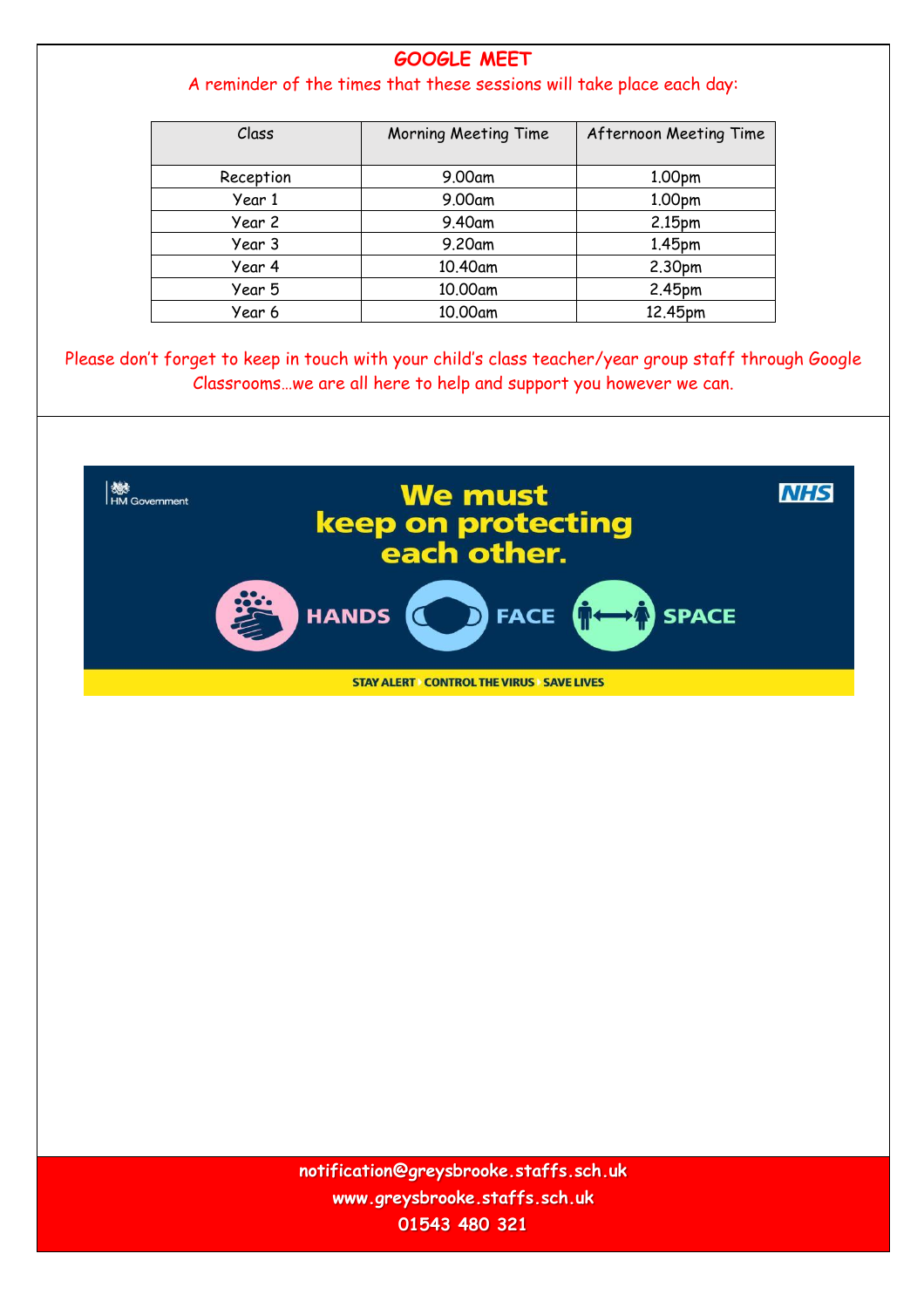## GOOGLE MEET

A reminder of the times that these sessions will take place each day:

| Class | Morning Meeting Time | Afternoon Meeting Time |
|---|---|---|
| Reception | 9.00am | 1.00pm |
| Year 1 | 9.00am | 1.00pm |
| Year 2 | 9.40am | 2.15pm |
| Year 3 | 9.20am | 1.45pm |
| Year 4 | 10.40am | 2.30pm |
| Year 5 | 10.00am | 2.45pm |
| Year 6 | 10.00am | 12.45pm |

Please don't forget to keep in touch with your child's class teacher/year group staff through Google Classrooms…we are all here to help and support you however we can.

HM Government

NHS

**We must keep on protecting each other.**

HANDS FACE SPACE

STAY ALERT CONTROL THE VIRUS SAVE LIVES

**notification@greysbrooke.staffs.sch.uk**
**www.greysbrooke.staffs.sch.uk**
**01543 480 321**